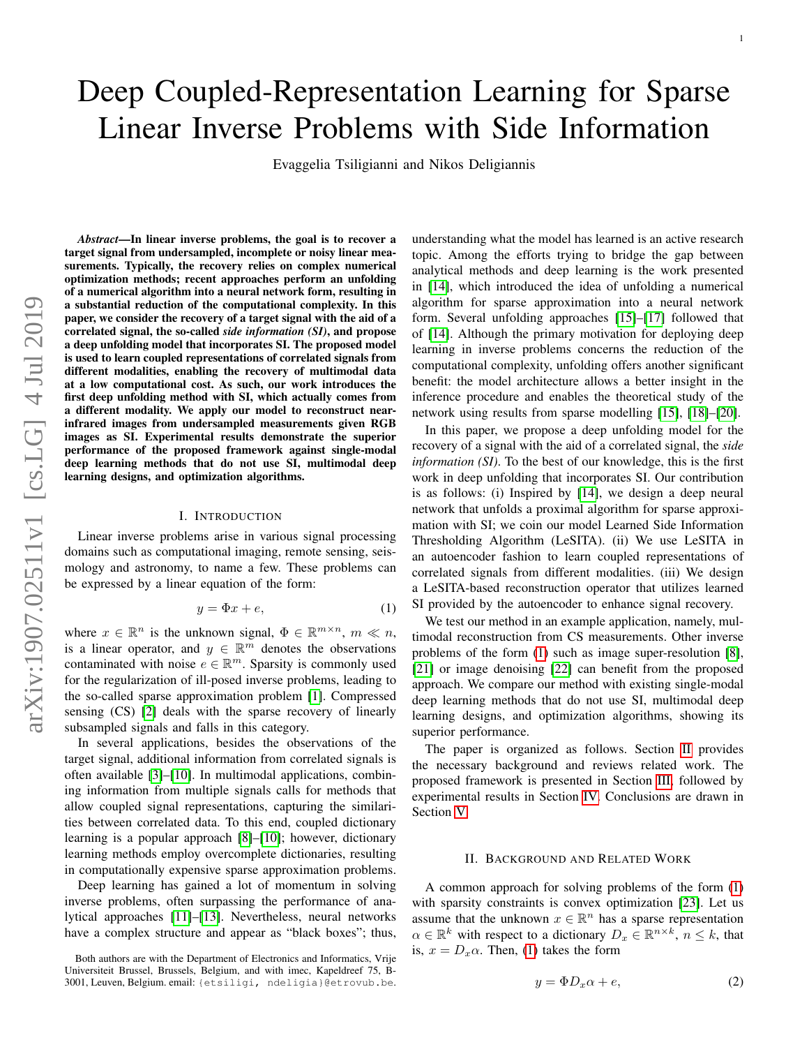# Deep Coupled-Representation Learning for Sparse Linear Inverse Problems with Side Information

Evaggelia Tsiligianni and Nikos Deligiannis

***Abstract*—In linear inverse problems, the goal is to recover a target signal from undersampled, incomplete or noisy linear measurements. Typically, the recovery relies on complex numerical optimization methods; recent approaches perform an unfolding of a numerical algorithm into a neural network form, resulting in a substantial reduction of the computational complexity. In this paper, we consider the recovery of a target signal with the aid of a correlated signal, the so-called *side information (SI)*, and propose a deep unfolding model that incorporates SI. The proposed model is used to learn coupled representations of correlated signals from different modalities, enabling the recovery of multimodal data at a low computational cost. As such, our work introduces the first deep unfolding method with SI, which actually comes from a different modality. We apply our model to reconstruct near-infrared images from undersampled measurements given RGB images as SI. Experimental results demonstrate the superior performance of the proposed framework against single-modal deep learning methods that do not use SI, multimodal deep learning designs, and optimization algorithms.**

## I. Introduction

Linear inverse problems arise in various signal processing domains such as computational imaging, remote sensing, seismology and astronomy, to name a few. These problems can be expressed by a linear equation of the form:

$$y = \Phi x + e, \tag{1}$$

where $x \in \mathbb{R}^n$ is the unknown signal, $\Phi \in \mathbb{R}^{m \times n}$, $m \ll n$, is a linear operator, and $y \in \mathbb{R}^m$ denotes the observations contaminated with noise $e \in \mathbb{R}^m$. Sparsity is commonly used for the regularization of ill-posed inverse problems, leading to the so-called sparse approximation problem [1]. Compressed sensing (CS) [2] deals with the sparse recovery of linearly subsampled signals and falls in this category.

In several applications, besides the observations of the target signal, additional information from correlated signals is often available [3]–[10]. In multimodal applications, combining information from multiple signals calls for methods that allow coupled signal representations, capturing the similarities between correlated data. To this end, coupled dictionary learning is a popular approach [8]–[10]; however, dictionary learning methods employ overcomplete dictionaries, resulting in computationally expensive sparse approximation problems.

Deep learning has gained a lot of momentum in solving inverse problems, often surpassing the performance of analytical approaches [11]–[13]. Nevertheless, neural networks have a complex structure and appear as "black boxes"; thus, understanding what the model has learned is an active research topic. Among the efforts trying to bridge the gap between analytical methods and deep learning is the work presented in [14], which introduced the idea of unfolding a numerical algorithm for sparse approximation into a neural network form. Several unfolding approaches [15]–[17] followed that of [14]. Although the primary motivation for deploying deep learning in inverse problems concerns the reduction of the computational complexity, unfolding offers another significant benefit: the model architecture allows a better insight in the inference procedure and enables the theoretical study of the network using results from sparse modelling [15], [18]–[20].

In this paper, we propose a deep unfolding model for the recovery of a signal with the aid of a correlated signal, the *side information (SI)*. To the best of our knowledge, this is the first work in deep unfolding that incorporates SI. Our contribution is as follows: (i) Inspired by [14], we design a deep neural network that unfolds a proximal algorithm for sparse approximation with SI; we coin our model Learned Side Information Thresholding Algorithm (LeSITA). (ii) We use LeSITA in an autoencoder fashion to learn coupled representations of correlated signals from different modalities. (iii) We design a LeSITA-based reconstruction operator that utilizes learned SI provided by the autoencoder to enhance signal recovery.

We test our method in an example application, namely, multimodal reconstruction from CS measurements. Other inverse problems of the form (1) such as image super-resolution [8], [21] or image denoising [22] can benefit from the proposed approach. We compare our method with existing single-modal deep learning methods that do not use SI, multimodal deep learning designs, and optimization algorithms, showing its superior performance.

The paper is organized as follows. Section II provides the necessary background and reviews related work. The proposed framework is presented in Section III, followed by experimental results in Section IV. Conclusions are drawn in Section V.

## II. Background and Related Work

A common approach for solving problems of the form (1) with sparsity constraints is convex optimization [23]. Let us assume that the unknown $x \in \mathbb{R}^n$ has a sparse representation $\alpha \in \mathbb{R}^k$ with respect to a dictionary $D_x \in \mathbb{R}^{n \times k}$, $n \leq k$, that is, $x = D_x\alpha$. Then, (1) takes the form

$$y = \Phi D_x \alpha + e, \tag{2}$$

Both authors are with the Department of Electronics and Informatics, Vrije Universiteit Brussel, Brussels, Belgium, and with imec, Kapeldreef 75, B-3001, Leuven, Belgium. email: {etsiligi, ndeligia}@etrovub.be.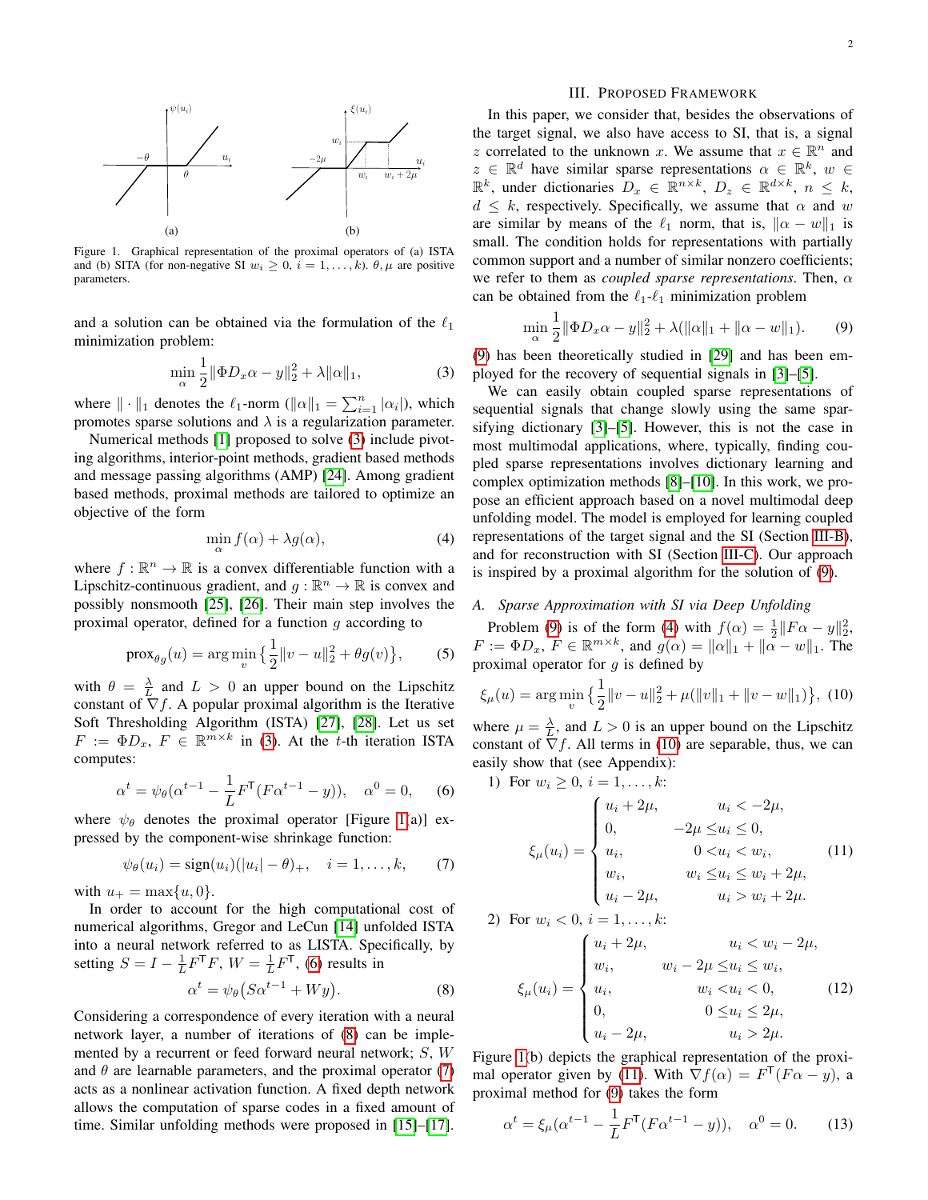Figure 1. Graphical representation of the proximal operators of (a) ISTA and (b) SITA (for non-negative SI $w_i \geq 0$, $i = 1, \ldots, k$). $\theta, \mu$ are positive parameters.

and a solution can be obtained via the formulation of the $\ell_1$ minimization problem:

$$\min_{\alpha} \frac{1}{2}\|\Phi D_x \alpha - y\|_2^2 + \lambda \|\alpha\|_1, \tag{3}$$

where $\|\cdot\|_1$ denotes the $\ell_1$-norm ($\|\alpha\|_1 = \sum_{i=1}^{n} |\alpha_i|$), which promotes sparse solutions and $\lambda$ is a regularization parameter.

Numerical methods [1] proposed to solve (3) include pivoting algorithms, interior-point methods, gradient based methods and message passing algorithms (AMP) [24]. Among gradient based methods, proximal methods are tailored to optimize an objective of the form

$$\min_{\alpha} f(\alpha) + \lambda g(\alpha), \tag{4}$$

where $f : \mathbb{R}^n \to \mathbb{R}$ is a convex differentiable function with a Lipschitz-continuous gradient, and $g : \mathbb{R}^n \to \mathbb{R}$ is convex and possibly nonsmooth [25], [26]. Their main step involves the proximal operator, defined for a function $g$ according to

$$\text{prox}_{\theta g}(u) = \arg\min_{v} \left\{ \frac{1}{2}\|v - u\|_2^2 + \theta g(v) \right\}, \tag{5}$$

with $\theta = \frac{\lambda}{L}$ and $L > 0$ an upper bound on the Lipschitz constant of $\nabla f$. A popular proximal algorithm is the Iterative Soft Thresholding Algorithm (ISTA) [27], [28]. Let us set $F := \Phi D_x$, $F \in \mathbb{R}^{m \times k}$ in (3). At the $t$-th iteration ISTA computes:

$$\alpha^t = \psi_\theta(\alpha^{t-1} - \frac{1}{L} F^{\mathsf{T}}(F\alpha^{t-1} - y)), \quad \alpha^0 = 0, \tag{6}$$

where $\psi_\theta$ denotes the proximal operator [Figure 1(a)] expressed by the component-wise shrinkage function:

$$\psi_\theta(u_i) = \text{sign}(u_i)(|u_i| - \theta)_+, \quad i = 1, \ldots, k, \tag{7}$$

with $u_+ = \max\{u, 0\}$.

In order to account for the high computational cost of numerical algorithms, Gregor and LeCun [14] unfolded ISTA into a neural network referred to as LISTA. Specifically, by setting $S = I - \frac{1}{L}F^{\mathsf{T}}F$, $W = \frac{1}{L}F^{\mathsf{T}}$, (6) results in

$$\alpha^t = \psi_\theta\big(S\alpha^{t-1} + Wy\big). \tag{8}$$

Considering a correspondence of every iteration with a neural network layer, a number of iterations of (8) can be implemented by a recurrent or feed forward neural network; $S$, $W$ and $\theta$ are learnable parameters, and the proximal operator (7) acts as a nonlinear activation function. A fixed depth network allows the computation of sparse codes in a fixed amount of time. Similar unfolding methods were proposed in [15]–[17].

## III. Proposed Framework

In this paper, we consider that, besides the observations of the target signal, we also have access to SI, that is, a signal $z$ correlated to the unknown $x$. We assume that $x \in \mathbb{R}^n$ and $z \in \mathbb{R}^d$ have similar sparse representations $\alpha \in \mathbb{R}^k$, $w \in \mathbb{R}^k$, under dictionaries $D_x \in \mathbb{R}^{n \times k}$, $D_z \in \mathbb{R}^{d \times k}$, $n \leq k$, $d \leq k$, respectively. Specifically, we assume that $\alpha$ and $w$ are similar by means of the $\ell_1$ norm, that is, $\|\alpha - w\|_1$ is small. The condition holds for representations with partially common support and a number of similar nonzero coefficients; we refer to them as *coupled sparse representations*. Then, $\alpha$ can be obtained from the $\ell_1$-$\ell_1$ minimization problem

$$\min_{\alpha} \frac{1}{2}\|\Phi D_x \alpha - y\|_2^2 + \lambda(\|\alpha\|_1 + \|\alpha - w\|_1). \tag{9}$$

(9) has been theoretically studied in [29] and has been employed for the recovery of sequential signals in [3]–[5].

We can easily obtain coupled sparse representations of sequential signals that change slowly using the same sparsifying dictionary [3]–[5]. However, this is not the case in most multimodal applications, where, typically, finding coupled sparse representations involves dictionary learning and complex optimization methods [8]–[10]. In this work, we propose an efficient approach based on a novel multimodal deep unfolding model. The model is employed for learning coupled representations of the target signal and the SI (Section III-B), and for reconstruction with SI (Section III-C). Our approach is inspired by a proximal algorithm for the solution of (9).

### A. Sparse Approximation with SI via Deep Unfolding

Problem (9) is of the form (4) with $f(\alpha) = \frac{1}{2}\|F\alpha - y\|_2^2$, $F := \Phi D_x$, $F \in \mathbb{R}^{m \times k}$, and $g(\alpha) = \|\alpha\|_1 + \|\alpha - w\|_1$. The proximal operator for $g$ is defined by

$$\xi_\mu(u) = \arg\min_{v} \left\{ \frac{1}{2}\|v - u\|_2^2 + \mu(\|v\|_1 + \|v - w\|_1) \right\}, \tag{10}$$

where $\mu = \frac{\lambda}{L}$, and $L > 0$ is an upper bound on the Lipschitz constant of $\nabla f$. All terms in (10) are separable, thus, we can easily show that (see Appendix):

1) For $w_i \geq 0$, $i = 1, \ldots, k$:

$$\xi_\mu(u_i) = \begin{cases} u_i + 2\mu, & u_i < -2\mu, \\ 0, & -2\mu \leq u_i \leq 0, \\ u_i, & 0 < u_i < w_i, \\ w_i, & w_i \leq u_i \leq w_i + 2\mu, \\ u_i - 2\mu, & u_i > w_i + 2\mu. \end{cases} \tag{11}$$

2) For $w_i < 0$, $i = 1, \ldots, k$:

$$\xi_\mu(u_i) = \begin{cases} u_i + 2\mu, & u_i < w_i - 2\mu, \\ w_i, & w_i - 2\mu \leq u_i \leq w_i, \\ u_i, & w_i < u_i < 0, \\ 0, & 0 \leq u_i \leq 2\mu, \\ u_i - 2\mu, & u_i > 2\mu. \end{cases} \tag{12}$$

Figure 1(b) depicts the graphical representation of the proximal operator given by (11). With $\nabla f(\alpha) = F^{\mathsf{T}}(F\alpha - y)$, a proximal method for (9) takes the form

$$\alpha^t = \xi_\mu(\alpha^{t-1} - \frac{1}{L}F^{\mathsf{T}}(F\alpha^{t-1} - y)), \quad \alpha^0 = 0. \tag{13}$$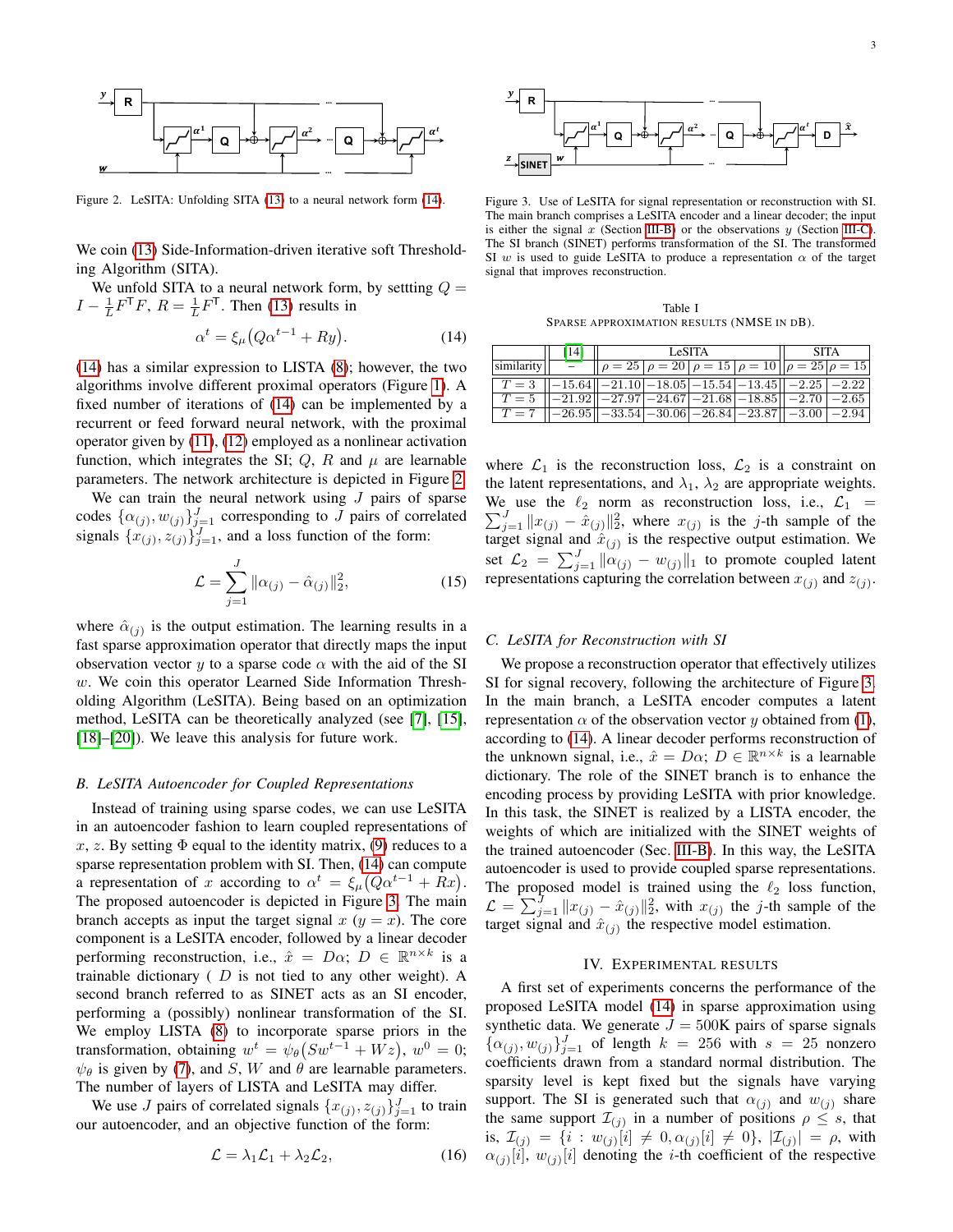Figure 2. LeSITA: Unfolding SITA (13) to a neural network form (14).

We coin (13) Side-Information-driven iterative soft Thresholding Algorithm (SITA).

We unfold SITA to a neural network form, by settting $Q = I - \frac{1}{L}F^{\mathsf{T}}F$, $R = \frac{1}{L}F^{\mathsf{T}}$. Then (13) results in

$$\alpha^t = \xi_\mu\big(Q\alpha^{t-1} + Ry\big). \tag{14}$$

(14) has a similar expression to LISTA (8); however, the two algorithms involve different proximal operators (Figure 1). A fixed number of iterations of (14) can be implemented by a recurrent or feed forward neural network, with the proximal operator given by (11), (12) employed as a nonlinear activation function, which integrates the SI; $Q$, $R$ and $\mu$ are learnable parameters. The network architecture is depicted in Figure 2.

We can train the neural network using $J$ pairs of sparse codes $\{\alpha_{(j)}, w_{(j)}\}_{j=1}^{J}$ corresponding to $J$ pairs of correlated signals $\{x_{(j)}, z_{(j)}\}_{j=1}^{J}$, and a loss function of the form:

$$\mathcal{L} = \sum_{j=1}^{J} \|\alpha_{(j)} - \hat{\alpha}_{(j)}\|_2^2, \tag{15}$$

where $\hat{\alpha}_{(j)}$ is the output estimation. The learning results in a fast sparse approximation operator that directly maps the input observation vector $y$ to a sparse code $\alpha$ with the aid of the SI $w$. We coin this operator Learned Side Information Thresholding Algorithm (LeSITA). Being based on an optimization method, LeSITA can be theoretically analyzed (see [7], [15], [18]–[20]). We leave this analysis for future work.

### B. LeSITA Autoencoder for Coupled Representations

Instead of training using sparse codes, we can use LeSITA in an autoencoder fashion to learn coupled representations of $x$, $z$. By setting $\Phi$ equal to the identity matrix, (9) reduces to a sparse representation problem with SI. Then, (14) can compute a representation of $x$ according to $\alpha^t = \xi_\mu\big(Q\alpha^{t-1} + Rx\big)$. The proposed autoencoder is depicted in Figure 3. The main branch accepts as input the target signal $x$ ($y = x$). The core component is a LeSITA encoder, followed by a linear decoder performing reconstruction, i.e., $\hat{x} = D\alpha$; $D \in \mathbb{R}^{n\times k}$ is a trainable dictionary ( $D$ is not tied to any other weight). A second branch referred to as SINET acts as an SI encoder, performing a (possibly) nonlinear transformation of the SI. We employ LISTA (8) to incorporate sparse priors in the transformation, obtaining $w^t = \psi_\theta\big(Sw^{t-1} + Wz\big)$, $w^0 = 0$; $\psi_\theta$ is given by (7), and $S$, $W$ and $\theta$ are learnable parameters. The number of layers of LISTA and LeSITA may differ.

We use $J$ pairs of correlated signals $\{x_{(j)}, z_{(j)}\}_{j=1}^{J}$ to train our autoencoder, and an objective function of the form:

$$\mathcal{L} = \lambda_1\mathcal{L}_1 + \lambda_2\mathcal{L}_2, \tag{16}$$

Figure 3. Use of LeSITA for signal representation or reconstruction with SI. The main branch comprises a LeSITA encoder and a linear decoder; the input is either the signal $x$ (Section III-B) or the observations $y$ (Section III-C). The SI branch (SINET) performs transformation of the SI. The transformed SI $w$ is used to guide LeSITA to produce a representation $\alpha$ of the target signal that improves reconstruction.

Table I
SPARSE APPROXIMATION RESULTS (NMSE IN DB).

| | (14) | LeSITA | | | | SITA | |
|---|---|---|---|---|---|---|---|
| similarity | – | $\rho = 25$ | $\rho = 20$ | $\rho = 15$ | $\rho = 10$ | $\rho = 25$ | $\rho = 15$ |
| $T = 3$ | $-15.64$ | $-21.10$ | $-18.05$ | $-15.54$ | $-13.45$ | $-2.25$ | $-2.22$ |
| $T = 5$ | $-21.92$ | $-27.97$ | $-24.67$ | $-21.68$ | $-18.85$ | $-2.70$ | $-2.65$ |
| $T = 7$ | $-26.95$ | $-33.54$ | $-30.06$ | $-26.84$ | $-23.87$ | $-3.00$ | $-2.94$ |

where $\mathcal{L}_1$ is the reconstruction loss, $\mathcal{L}_2$ is a constraint on the latent representations, and $\lambda_1$, $\lambda_2$ are appropriate weights. We use the $\ell_2$ norm as reconstruction loss, i.e., $\mathcal{L}_1 = \sum_{j=1}^{J}\|x_{(j)} - \hat{x}_{(j)}\|_2^2$, where $x_{(j)}$ is the $j$-th sample of the target signal and $\hat{x}_{(j)}$ is the respective output estimation. We set $\mathcal{L}_2 = \sum_{j=1}^{J}\|\alpha_{(j)} - w_{(j)}\|_1$ to promote coupled latent representations capturing the correlation between $x_{(j)}$ and $z_{(j)}$.

### C. LeSITA for Reconstruction with SI

We propose a reconstruction operator that effectively utilizes SI for signal recovery, following the architecture of Figure 3. In the main branch, a LeSITA encoder computes a latent representation $\alpha$ of the observation vector $y$ obtained from (1), according to (14). A linear decoder performs reconstruction of the unknown signal, i.e., $\hat{x} = D\alpha$; $D \in \mathbb{R}^{n\times k}$ is a learnable dictionary. The role of the SINET branch is to enhance the encoding process by providing LeSITA with prior knowledge. In this task, the SINET is realized by a LISTA encoder, the weights of which are initialized with the SINET weights of the trained autoencoder (Sec. III-B). In this way, the LeSITA autoencoder is used to provide coupled sparse representations. The proposed model is trained using the $\ell_2$ loss function, $\mathcal{L} = \sum_{j=1}^{J}\|x_{(j)} - \hat{x}_{(j)}\|_2^2$, with $x_{(j)}$ the $j$-th sample of the target signal and $\hat{x}_{(j)}$ the respective model estimation.

## IV. Experimental Results

A first set of experiments concerns the performance of the proposed LeSITA model (14) in sparse approximation using synthetic data. We generate $J = 500$K pairs of sparse signals $\{\alpha_{(j)}, w_{(j)}\}_{j=1}^{J}$ of length $k = 256$ with $s = 25$ nonzero coefficients drawn from a standard normal distribution. The sparsity level is kept fixed but the signals have varying support. The SI is generated such that $\alpha_{(j)}$ and $w_{(j)}$ share the same support $\mathcal{I}_{(j)}$ in a number of positions $\rho \le s$, that is, $\mathcal{I}_{(j)} = \{i : w_{(j)}[i] \neq 0, \alpha_{(j)}[i] \neq 0\}$, $|\mathcal{I}_{(j)}| = \rho$, with $\alpha_{(j)}[i]$, $w_{(j)}[i]$ denoting the $i$-th coefficient of the respective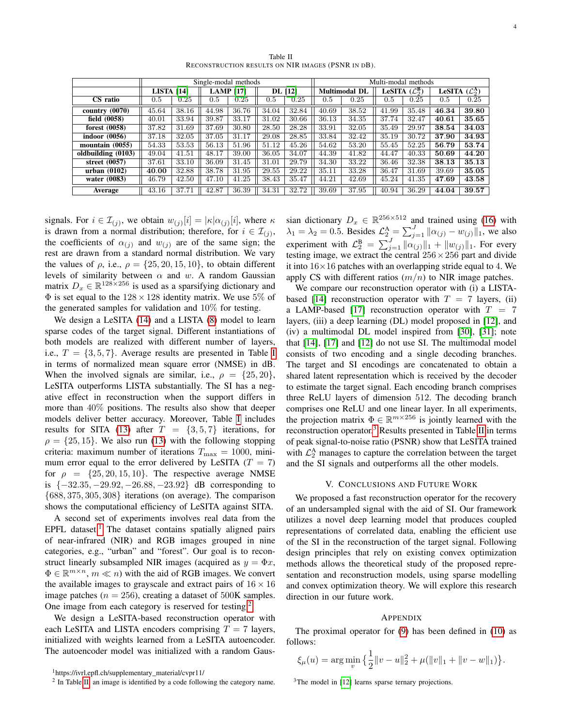Table II
RECONSTRUCTION RESULTS ON NIR IMAGES (PSNR IN dB).

| | Single-modal methods | | | | | | Multi-modal methods | | | | | |
|---|---|---|---|---|---|---|---|---|---|---|---|---|
| | LISTA [14] | | LAMP [17] | | DL [12] | | Multimodal DL | | LeSITA ($\mathcal{L}_2^{\mathrm{B}}$) | | LeSITA ($\mathcal{L}_2^{\mathrm{A}}$) | |
| **CS ratio** | 0.5 | 0.25 | 0.5 | 0.25 | 0.5 | 0.25 | 0.5 | 0.25 | 0.5 | 0.25 | 0.5 | 0.25 |
| **country (0070)** | 45.64 | 38.16 | 44.98 | 36.76 | 34.04 | 32.84 | 40.69 | 38.52 | 41.99 | 35.48 | **46.34** | **39.80** |
| **field (0058)** | 40.01 | 33.94 | 39.87 | 33.17 | 31.02 | 30.66 | 36.13 | 34.35 | 37.74 | 32.47 | **40.61** | **35.65** |
| **forest (0058)** | 37.82 | 31.69 | 37.69 | 30.80 | 28.50 | 28.28 | 33.91 | 32.05 | 35.49 | 29.97 | **38.54** | **34.03** |
| **indoor (0056)** | 37.18 | 32.05 | 37.05 | 31.17 | 29.08 | 28.85 | 33.84 | 32.42 | 35.19 | 30.72 | **37.90** | **34.93** |
| **mountain (0055)** | 54.33 | 53.53 | 56.13 | 51.96 | 51.12 | 45.26 | 54.62 | 53.20 | 55.45 | 52.25 | **56.79** | **53.74** |
| **oldbuilding (0103)** | 49.04 | 41.51 | 48.17 | 39.00 | 36.05 | 34.07 | 44.39 | 41.82 | 44.47 | 40.33 | **50.69** | **44.20** |
| **street (0057)** | 37.61 | 33.10 | 36.09 | 31.45 | 31.01 | 29.79 | 34.30 | 33.22 | 36.46 | 32.38 | **38.13** | **35.13** |
| **urban (0102)** | **40.00** | 32.88 | 38.78 | 31.95 | 29.55 | 29.22 | 35.11 | 33.28 | 36.47 | 31.69 | 39.69 | **35.05** |
| **water (0083)** | 46.79 | 42.50 | 47.10 | 41.25 | 38.43 | 35.47 | 44.21 | 42.69 | 45.24 | 41.35 | **47.69** | **43.58** |
| **Average** | 43.16 | 37.71 | 42.87 | 36.39 | 34.31 | 32.72 | 39.69 | 37.95 | 40.94 | 36.29 | **44.04** | **39.57** |

signals. For $i \in \mathcal{I}_{(j)}$, we obtain $w_{(j)}[i] = |\kappa|\alpha_{(j)}[i]$, where $\kappa$ is drawn from a normal distribution; therefore, for $i \in \mathcal{I}_{(j)}$, the coefficients of $\alpha_{(j)}$ and $w_{(j)}$ are of the same sign; the rest are drawn from a standard normal distribution. We vary the values of $\rho$, i.e., $\rho = \{25, 20, 15, 10\}$, to obtain different levels of similarity between $\alpha$ and $w$. A random Gaussian matrix $D_x \in \mathbb{R}^{128\times 256}$ is used as a sparsifying dictionary and $\Phi$ is set equal to the $128 \times 128$ identity matrix. We use 5% of the generated samples for validation and 10% for testing.

We design a LeSITA (14) and a LISTA (8) model to learn sparse codes of the target signal. Different instantiations of both models are realized with different number of layers, i.e., $T = \{3, 5, 7\}$. Average results are presented in Table I in terms of normalized mean square error (NMSE) in dB. When the involved signals are similar, i.e., $\rho = \{25, 20\}$, LeSITA outperforms LISTA substantially. The SI has a negative effect in reconstruction when the support differs in more than 40% positions. The results also show that deeper models deliver better accuracy. Moreover, Table I includes results for SITA (13) after $T = \{3, 5, 7\}$ iterations, for $\rho = \{25, 15\}$. We also run (13) with the following stopping criteria: maximum number of iterations $T_{\max} = 1000$, minimum error equal to the error delivered by LeSITA ($T = 7$) for $\rho = \{25, 20, 15, 10\}$. The respective average NMSE is $\{-32.35, -29.92, -26.88, -23.92\}$ dB corresponding to $\{688, 375, 305, 308\}$ iterations (on average). The comparison shows the computational efficiency of LeSITA against SITA.

A second set of experiments involves real data from the EPFL dataset[1]. The dataset contains spatially aligned pairs of near-infrared (NIR) and RGB images grouped in nine categories, e.g., "urban" and "forest". Our goal is to reconstruct linearly subsampled NIR images (acquired as $y = \Phi x$, $\Phi \in \mathbb{R}^{m\times n}$, $m \ll n$) with the aid of RGB images. We convert the available images to grayscale and extract pairs of $16 \times 16$ image patches ($n = 256$), creating a dataset of 500K samples. One image from each category is reserved for testing[2].

We design a LeSITA-based reconstruction operator with each LeSITA and LISTA encoders comprising $T = 7$ layers, initialized with weights learned from a LeSITA autoencoder. The autoencoder model was initialized with a random Gaussian dictionary $D_x \in \mathbb{R}^{256\times 512}$ and trained using (16) with $\lambda_1 = \lambda_2 = 0.5$. Besides $\mathcal{L}_2^{\mathrm{A}} = \sum_{j=1}^{J} \|\alpha_{(j)} - w_{(j)}\|_1$, we also experiment with $\mathcal{L}_2^{\mathrm{B}} = \sum_{j=1}^{J} \|\alpha_{(j)}\|_1 + \|w_{(j)}\|_1$. For every testing image, we extract the central $256 \times 256$ part and divide it into $16\times 16$ patches with an overlapping stride equal to 4. We apply CS with different ratios $(m/n)$ to NIR image patches.

We compare our reconstruction operator with (i) a LISTA-based [14] reconstruction operator with $T = 7$ layers, (ii) a LAMP-based [17] reconstruction operator with $T = 7$ layers, (iii) a deep learning (DL) model proposed in [12], and (iv) a multimodal DL model inspired from [30], [31]; note that [14], [17] and [12] do not use SI. The multimodal model consists of two encoding and a single decoding branches. The target and SI encodings are concatenated to obtain a shared latent representation which is received by the decoder to estimate the target signal. Each encoding branch comprises three ReLU layers of dimension 512. The decoding branch comprises one ReLU and one linear layer. In all experiments, the projection matrix $\Phi \in \mathbb{R}^{m\times 256}$ is jointly learned with the reconstruction operator[3]. Results presented in Table II in terms of peak signal-to-noise ratio (PSNR) show that LeSITA trained with $\mathcal{L}_2^{\mathrm{A}}$ manages to capture the correlation between the target and the SI signals and outperforms all the other models.

## V. Conclusions and Future Work

We proposed a fast reconstruction operator for the recovery of an undersampled signal with the aid of SI. Our framework utilizes a novel deep learning model that produces coupled representations of correlated data, enabling the efficient use of the SI in the reconstruction of the target signal. Following design principles that rely on existing convex optimization methods allows the theoretical study of the proposed representation and reconstruction models, using sparse modelling and convex optimization theory. We will explore this research direction in our future work.

## Appendix

The proximal operator for (9) has been defined in (10) as follows:

$$\xi_\mu(u) = \arg\min_{v} \Big\{ \frac{1}{2}\|v - u\|_2^2 + \mu(\|v\|_1 + \|v - w\|_1) \Big\}.$$

[1] https://ivrl.epfl.ch/supplementary_material/cvpr11/

[2] In Table II, an image is identified by a code following the category name.

[3] The model in [12] learns sparse ternary projections.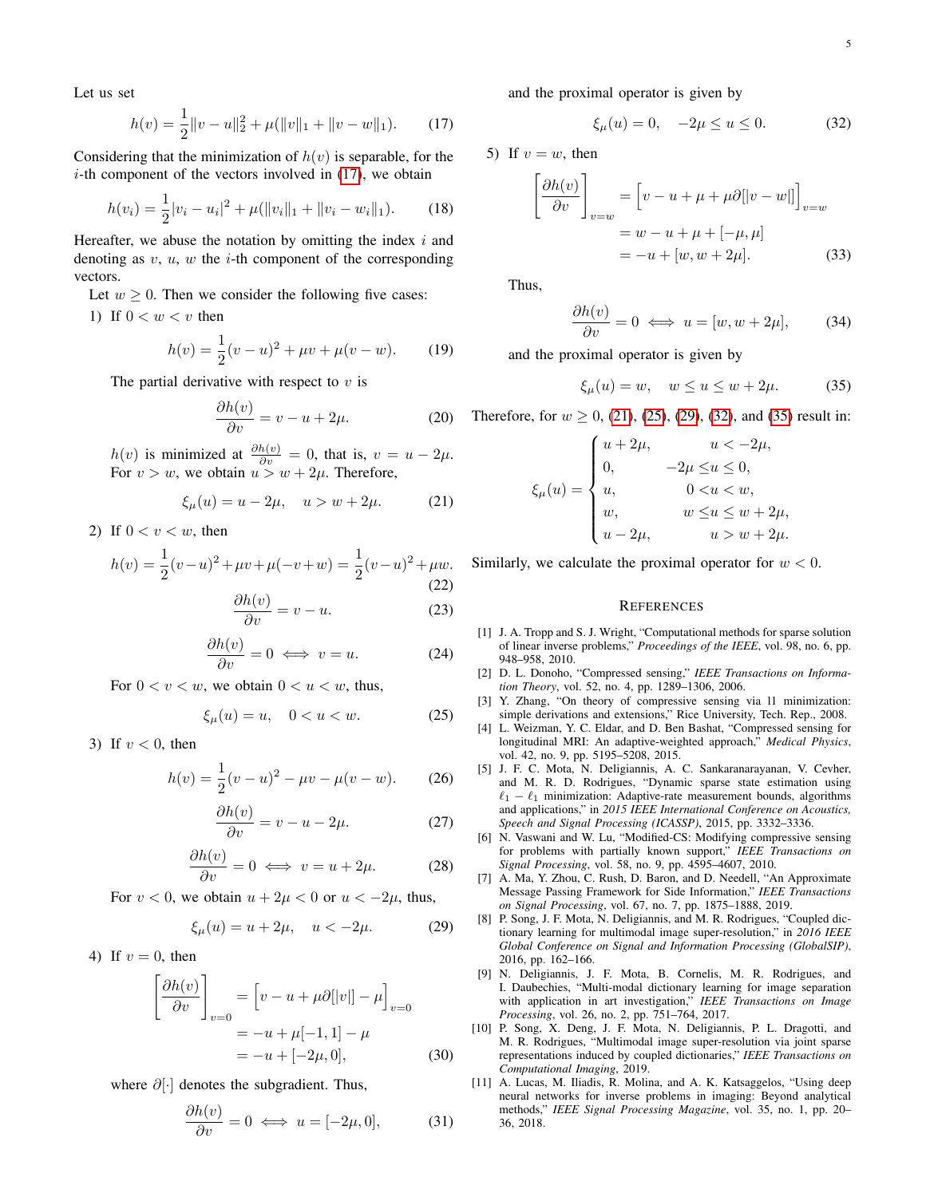Let us set

$$h(v) = \frac{1}{2}\|v - u\|_2^2 + \mu(\|v\|_1 + \|v - w\|_1). \tag{17}$$

Considering that the minimization of $h(v)$ is separable, for the $i$-th component of the vectors involved in (17), we obtain

$$h(v_i) = \frac{1}{2}|v_i - u_i|^2 + \mu(\|v_i\|_1 + \|v_i - w_i\|_1). \tag{18}$$

Hereafter, we abuse the notation by omitting the index $i$ and denoting as $v$, $u$, $w$ the $i$-th component of the corresponding vectors.

Let $w \geq 0$. Then we consider the following five cases:

1) If $0 < w < v$ then

$$h(v) = \frac{1}{2}(v - u)^2 + \mu v + \mu(v - w). \tag{19}$$

The partial derivative with respect to $v$ is

$$\frac{\partial h(v)}{\partial v} = v - u + 2\mu. \tag{20}$$

$h(v)$ is minimized at $\frac{\partial h(v)}{\partial v} = 0$, that is, $v = u - 2\mu$. For $v > w$, we obtain $u > w + 2\mu$. Therefore,

$$\xi_\mu(u) = u - 2\mu, \quad u > w + 2\mu. \tag{21}$$

2) If $0 < v < w$, then

$$h(v) = \frac{1}{2}(v-u)^2 + \mu v + \mu(-v+w) = \frac{1}{2}(v-u)^2 + \mu w. \tag{22}$$

$$\frac{\partial h(v)}{\partial v} = v - u. \tag{23}$$

$$\frac{\partial h(v)}{\partial v} = 0 \iff v = u. \tag{24}$$

For $0 < v < w$, we obtain $0 < u < w$, thus,

$$\xi_\mu(u) = u, \quad 0 < u < w. \tag{25}$$

3) If $v < 0$, then

$$h(v) = \frac{1}{2}(v - u)^2 - \mu v - \mu(v - w). \tag{26}$$

$$\frac{\partial h(v)}{\partial v} = v - u - 2\mu. \tag{27}$$

$$\frac{\partial h(v)}{\partial v} = 0 \iff v = u + 2\mu. \tag{28}$$

For $v < 0$, we obtain $u + 2\mu < 0$ or $u < -2\mu$, thus,

$$\xi_\mu(u) = u + 2\mu, \quad u < -2\mu. \tag{29}$$

4) If $v = 0$, then

$$\begin{aligned}\left[\frac{\partial h(v)}{\partial v}\right]_{v=0} &= \Big[v - u + \mu\partial[|v|] - \mu\Big]_{v=0} \\ &= -u + \mu[-1, 1] - \mu \\ &= -u + [-2\mu, 0],\end{aligned} \tag{30}$$

where $\partial[\cdot]$ denotes the subgradient. Thus,

$$\frac{\partial h(v)}{\partial v} = 0 \iff u = [-2\mu, 0], \tag{31}$$

and the proximal operator is given by

$$\xi_\mu(u) = 0, \quad -2\mu \leq u \leq 0. \tag{32}$$

5) If $v = w$, then

$$\begin{aligned}\left[\frac{\partial h(v)}{\partial v}\right]_{v=w} &= \Big[v - u + \mu + \mu\partial[|v - w|]\Big]_{v=w} \\ &= w - u + \mu + [-\mu, \mu] \\ &= -u + [w, w + 2\mu].\end{aligned} \tag{33}$$

Thus,

$$\frac{\partial h(v)}{\partial v} = 0 \iff u = [w, w + 2\mu], \tag{34}$$

and the proximal operator is given by

$$\xi_\mu(u) = w, \quad w \leq u \leq w + 2\mu. \tag{35}$$

Therefore, for $w \geq 0$, (21), (25), (29), (32), and (35) result in:

$$\xi_\mu(u) = \begin{cases} u + 2\mu, & u < -2\mu, \\ 0, & -2\mu \leq u \leq 0, \\ u, & 0 < u < w, \\ w, & w \leq u \leq w + 2\mu, \\ u - 2\mu, & u > w + 2\mu. \end{cases}$$

Similarly, we calculate the proximal operator for $w < 0$.

## References

[1] J. A. Tropp and S. J. Wright, "Computational methods for sparse solution of linear inverse problems," *Proceedings of the IEEE*, vol. 98, no. 6, pp. 948–958, 2010.

[2] D. L. Donoho, "Compressed sensing," *IEEE Transactions on Information Theory*, vol. 52, no. 4, pp. 1289–1306, 2006.

[3] Y. Zhang, "On theory of compressive sensing via l1 minimization: simple derivations and extensions," Rice University, Tech. Rep., 2008.

[4] L. Weizman, Y. C. Eldar, and D. Ben Bashat, "Compressed sensing for longitudinal MRI: An adaptive-weighted approach," *Medical Physics*, vol. 42, no. 9, pp. 5195–5208, 2015.

[5] J. F. C. Mota, N. Deligiannis, A. C. Sankaranarayanan, V. Cevher, and M. R. D. Rodrigues, "Dynamic sparse state estimation using $\ell_1 - \ell_1$ minimization: Adaptive-rate measurement bounds, algorithms and applications," in *2015 IEEE International Conference on Acoustics, Speech and Signal Processing (ICASSP)*, 2015, pp. 3332–3336.

[6] N. Vaswani and W. Lu, "Modified-CS: Modifying compressive sensing for problems with partially known support," *IEEE Transactions on Signal Processing*, vol. 58, no. 9, pp. 4595–4607, 2010.

[7] A. Ma, Y. Zhou, C. Rush, D. Baron, and D. Needell, "An Approximate Message Passing Framework for Side Information," *IEEE Transactions on Signal Processing*, vol. 67, no. 7, pp. 1875–1888, 2019.

[8] P. Song, J. F. Mota, N. Deligiannis, and M. R. Rodrigues, "Coupled dictionary learning for multimodal image super-resolution," in *2016 IEEE Global Conference on Signal and Information Processing (GlobalSIP)*, 2016, pp. 162–166.

[9] N. Deligiannis, J. F. Mota, B. Cornelis, M. R. Rodrigues, and I. Daubechies, "Multi-modal dictionary learning for image separation with application in art investigation," *IEEE Transactions on Image Processing*, vol. 26, no. 2, pp. 751–764, 2017.

[10] P. Song, X. Deng, J. F. Mota, N. Deligiannis, P. L. Dragotti, and M. R. Rodrigues, "Multimodal image super-resolution via joint sparse representations induced by coupled dictionaries," *IEEE Transactions on Computational Imaging*, 2019.

[11] A. Lucas, M. Iliadis, R. Molina, and A. K. Katsaggelos, "Using deep neural networks for inverse problems in imaging: Beyond analytical methods," *IEEE Signal Processing Magazine*, vol. 35, no. 1, pp. 20–36, 2018.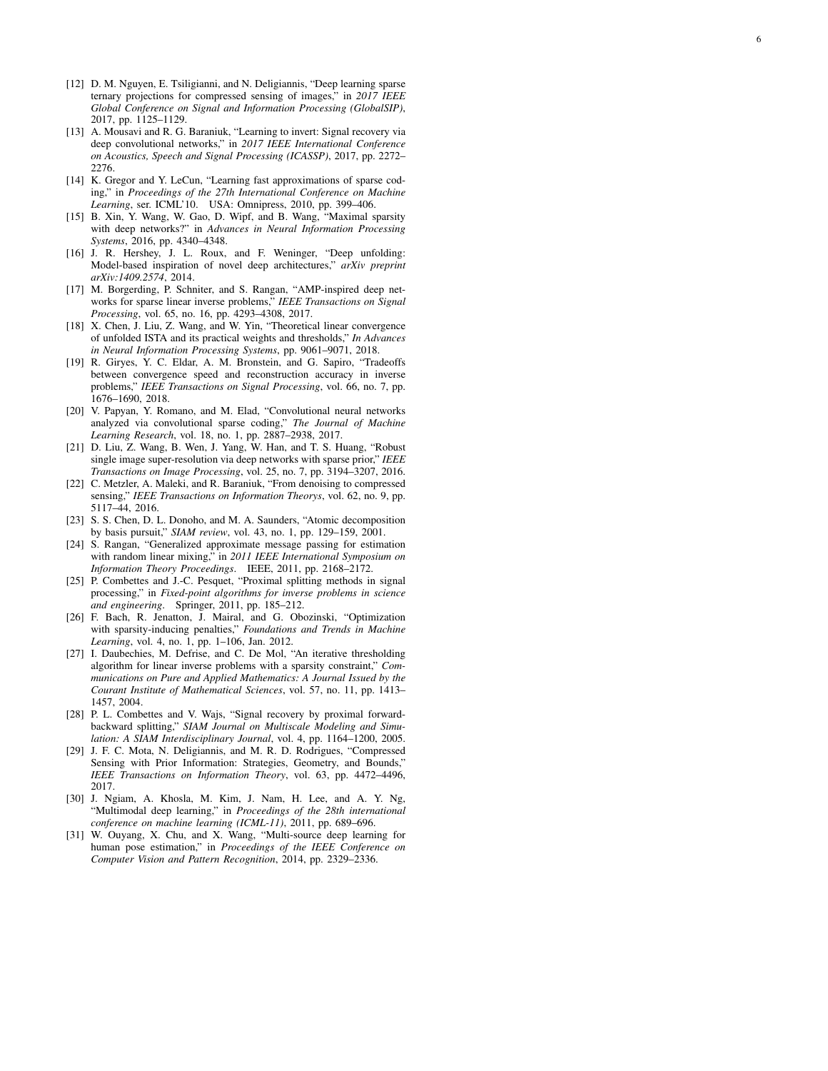[12] D. M. Nguyen, E. Tsiligianni, and N. Deligiannis, "Deep learning sparse ternary projections for compressed sensing of images," in *2017 IEEE Global Conference on Signal and Information Processing (GlobalSIP)*, 2017, pp. 1125–1129.

[13] A. Mousavi and R. G. Baraniuk, "Learning to invert: Signal recovery via deep convolutional networks," in *2017 IEEE International Conference on Acoustics, Speech and Signal Processing (ICASSP)*, 2017, pp. 2272–2276.

[14] K. Gregor and Y. LeCun, "Learning fast approximations of sparse coding," in *Proceedings of the 27th International Conference on Machine Learning*, ser. ICML'10. USA: Omnipress, 2010, pp. 399–406.

[15] B. Xin, Y. Wang, W. Gao, D. Wipf, and B. Wang, "Maximal sparsity with deep networks?" in *Advances in Neural Information Processing Systems*, 2016, pp. 4340–4348.

[16] J. R. Hershey, J. L. Roux, and F. Weninger, "Deep unfolding: Model-based inspiration of novel deep architectures," *arXiv preprint arXiv:1409.2574*, 2014.

[17] M. Borgerding, P. Schniter, and S. Rangan, "AMP-inspired deep networks for sparse linear inverse problems," *IEEE Transactions on Signal Processing*, vol. 65, no. 16, pp. 4293–4308, 2017.

[18] X. Chen, J. Liu, Z. Wang, and W. Yin, "Theoretical linear convergence of unfolded ISTA and its practical weights and thresholds," *In Advances in Neural Information Processing Systems*, pp. 9061–9071, 2018.

[19] R. Giryes, Y. C. Eldar, A. M. Bronstein, and G. Sapiro, "Tradeoffs between convergence speed and reconstruction accuracy in inverse problems," *IEEE Transactions on Signal Processing*, vol. 66, no. 7, pp. 1676–1690, 2018.

[20] V. Papyan, Y. Romano, and M. Elad, "Convolutional neural networks analyzed via convolutional sparse coding," *The Journal of Machine Learning Research*, vol. 18, no. 1, pp. 2887–2938, 2017.

[21] D. Liu, Z. Wang, B. Wen, J. Yang, W. Han, and T. S. Huang, "Robust single image super-resolution via deep networks with sparse prior," *IEEE Transactions on Image Processing*, vol. 25, no. 7, pp. 3194–3207, 2016.

[22] C. Metzler, A. Maleki, and R. Baraniuk, "From denoising to compressed sensing," *IEEE Transactions on Information Theorys*, vol. 62, no. 9, pp. 5117–44, 2016.

[23] S. S. Chen, D. L. Donoho, and M. A. Saunders, "Atomic decomposition by basis pursuit," *SIAM review*, vol. 43, no. 1, pp. 129–159, 2001.

[24] S. Rangan, "Generalized approximate message passing for estimation with random linear mixing," in *2011 IEEE International Symposium on Information Theory Proceedings*. IEEE, 2011, pp. 2168–2172.

[25] P. Combettes and J.-C. Pesquet, "Proximal splitting methods in signal processing," in *Fixed-point algorithms for inverse problems in science and engineering*. Springer, 2011, pp. 185–212.

[26] F. Bach, R. Jenatton, J. Mairal, and G. Obozinski, "Optimization with sparsity-inducing penalties," *Foundations and Trends in Machine Learning*, vol. 4, no. 1, pp. 1–106, Jan. 2012.

[27] I. Daubechies, M. Defrise, and C. De Mol, "An iterative thresholding algorithm for linear inverse problems with a sparsity constraint," *Communications on Pure and Applied Mathematics: A Journal Issued by the Courant Institute of Mathematical Sciences*, vol. 57, no. 11, pp. 1413–1457, 2004.

[28] P. L. Combettes and V. Wajs, "Signal recovery by proximal forward-backward splitting," *SIAM Journal on Multiscale Modeling and Simulation: A SIAM Interdisciplinary Journal*, vol. 4, pp. 1164–1200, 2005.

[29] J. F. C. Mota, N. Deligiannis, and M. R. D. Rodrigues, "Compressed Sensing with Prior Information: Strategies, Geometry, and Bounds," *IEEE Transactions on Information Theory*, vol. 63, pp. 4472–4496, 2017.

[30] J. Ngiam, A. Khosla, M. Kim, J. Nam, H. Lee, and A. Y. Ng, "Multimodal deep learning," in *Proceedings of the 28th international conference on machine learning (ICML-11)*, 2011, pp. 689–696.

[31] W. Ouyang, X. Chu, and X. Wang, "Multi-source deep learning for human pose estimation," in *Proceedings of the IEEE Conference on Computer Vision and Pattern Recognition*, 2014, pp. 2329–2336.